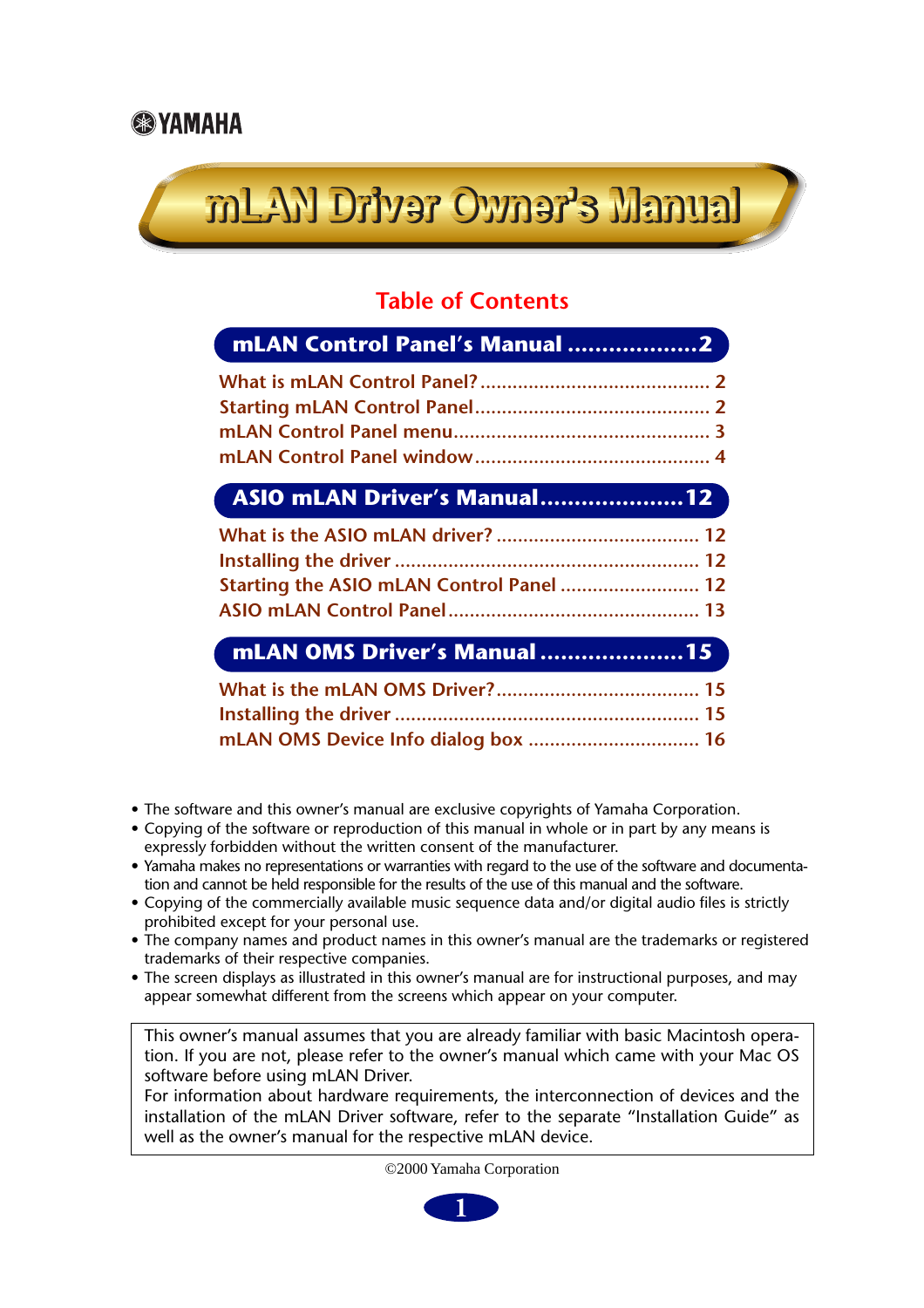YAMAHA

# mLAN Driver Owner's Manual

## Table of Contents

**mLAN Control Panel's Manual ..................2**

- What is mLAN Control Panel? .......................................... 2
- Starting mLAN Control Panel........................................... 2
- mLAN Control Panel menu............................................... 3
- mLAN Control Panel window........................................... 4

**ASIO mLAN Driver's Manual.....................12**

- What is the ASIO mLAN driver? ...................................... 12
- Installing the driver ....................................................... 12
- Starting the ASIO mLAN Control Panel .......................... 12
- ASIO mLAN Control Panel.............................................. 13

**mLAN OMS Driver's Manual .....................15**

- What is the mLAN OMS Driver?...................................... 15
- Installing the driver ....................................................... 15
- mLAN OMS Device Info dialog box ................................ 16

- The software and this owner's manual are exclusive copyrights of Yamaha Corporation.
- Copying of the software or reproduction of this manual in whole or in part by any means is expressly forbidden without the written consent of the manufacturer.
- Yamaha makes no representations or warranties with regard to the use of the software and documentation and cannot be held responsible for the results of the use of this manual and the software.
- Copying of the commercially available music sequence data and/or digital audio files is strictly prohibited except for your personal use.
- The company names and product names in this owner's manual are the trademarks or registered trademarks of their respective companies.
- The screen displays as illustrated in this owner's manual are for instructional purposes, and may appear somewhat different from the screens which appear on your computer.

This owner's manual assumes that you are already familiar with basic Macintosh operation. If you are not, please refer to the owner's manual which came with your Mac OS software before using mLAN Driver.
For information about hardware requirements, the interconnection of devices and the installation of the mLAN Driver software, refer to the separate "Installation Guide" as well as the owner's manual for the respective mLAN device.

©2000 Yamaha Corporation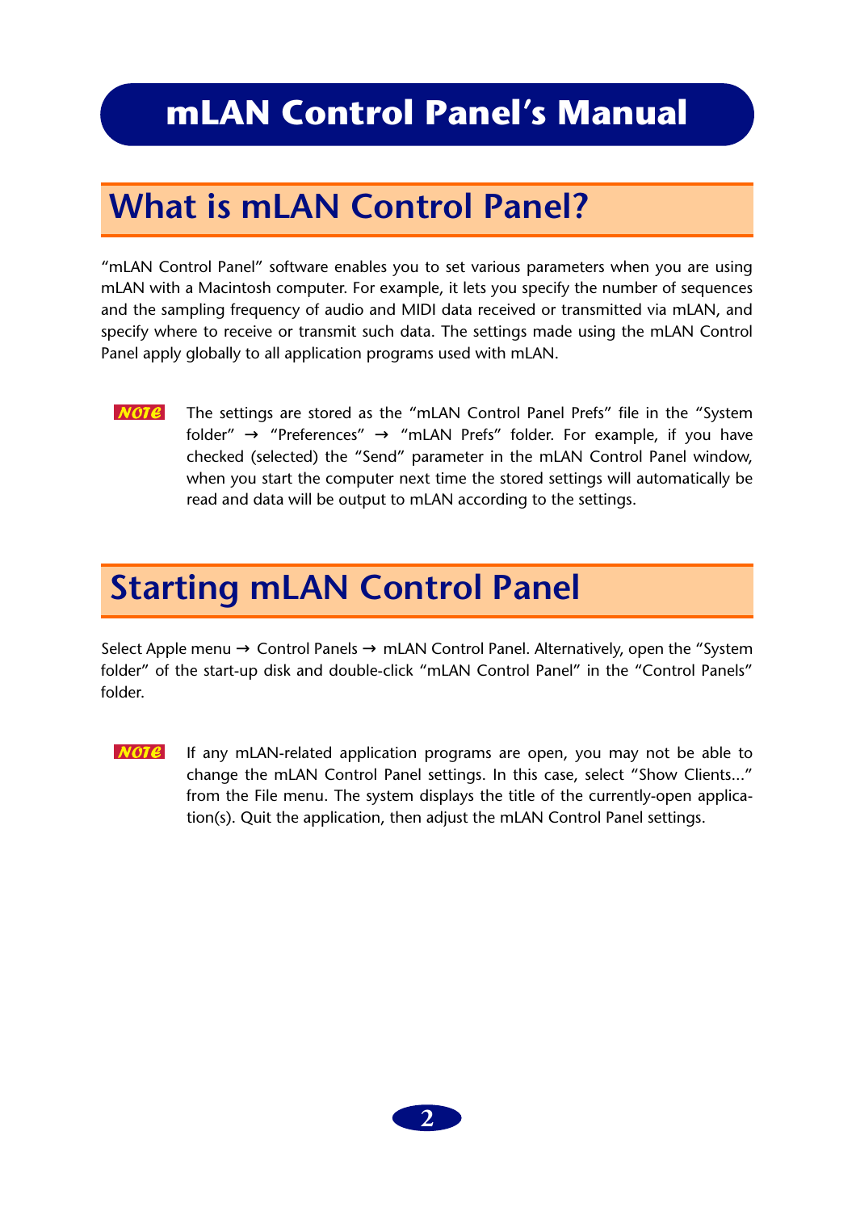# mLAN Control Panel's Manual

## What is mLAN Control Panel?

"mLAN Control Panel" software enables you to set various parameters when you are using mLAN with a Macintosh computer. For example, it lets you specify the number of sequences and the sampling frequency of audio and MIDI data received or transmitted via mLAN, and specify where to receive or transmit such data. The settings made using the mLAN Control Panel apply globally to all application programs used with mLAN.

**NOTE** The settings are stored as the "mLAN Control Panel Prefs" file in the "System folder" → "Preferences" → "mLAN Prefs" folder. For example, if you have checked (selected) the "Send" parameter in the mLAN Control Panel window, when you start the computer next time the stored settings will automatically be read and data will be output to mLAN according to the settings.

## Starting mLAN Control Panel

Select Apple menu → Control Panels → mLAN Control Panel. Alternatively, open the "System folder" of the start-up disk and double-click "mLAN Control Panel" in the "Control Panels" folder.

**NOTE** If any mLAN-related application programs are open, you may not be able to change the mLAN Control Panel settings. In this case, select "Show Clients..." from the File menu. The system displays the title of the currently-open application(s). Quit the application, then adjust the mLAN Control Panel settings.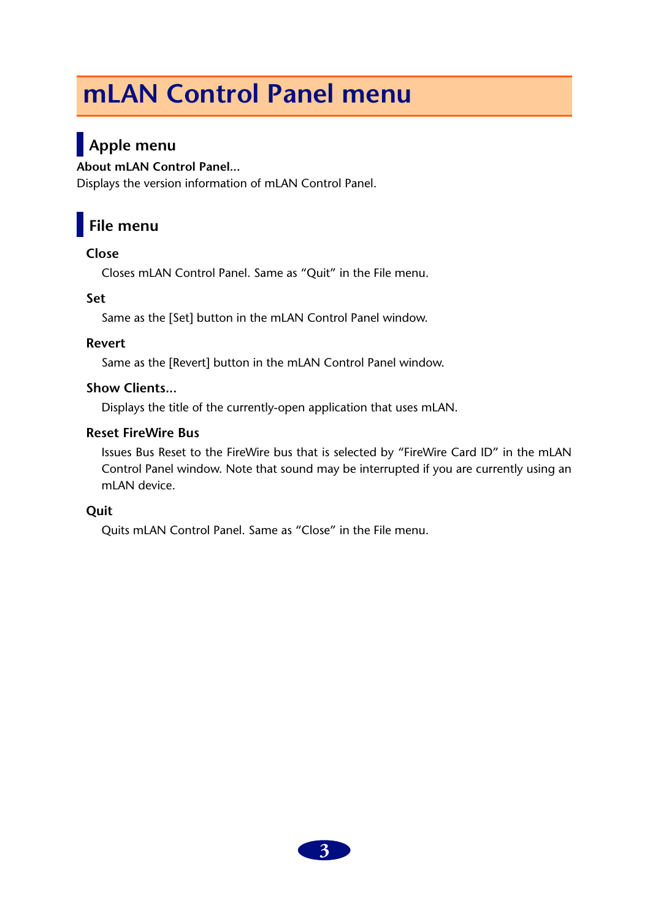# mLAN Control Panel menu

## Apple menu

**About mLAN Control Panel...**

Displays the version information of mLAN Control Panel.

## File menu

### Close

Closes mLAN Control Panel. Same as “Quit” in the File menu.

### Set

Same as the [Set] button in the mLAN Control Panel window.

### Revert

Same as the [Revert] button in the mLAN Control Panel window.

### Show Clients...

Displays the title of the currently-open application that uses mLAN.

### Reset FireWire Bus

Issues Bus Reset to the FireWire bus that is selected by “FireWire Card ID” in the mLAN Control Panel window. Note that sound may be interrupted if you are currently using an mLAN device.

### Quit

Quits mLAN Control Panel. Same as “Close” in the File menu.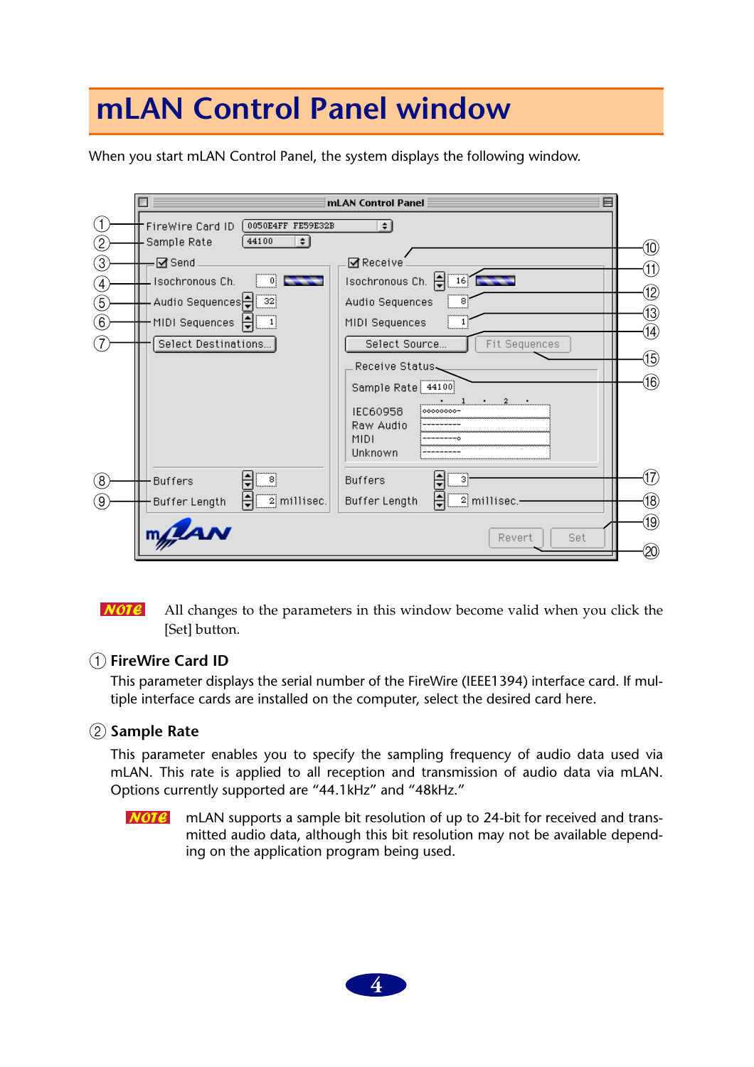# mLAN Control Panel window

When you start mLAN Control Panel, the system displays the following window.

**NOTE** All changes to the parameters in this window become valid when you click the [Set] button.

## ① FireWire Card ID

This parameter displays the serial number of the FireWire (IEEE1394) interface card. If multiple interface cards are installed on the computer, select the desired card here.

## ② Sample Rate

This parameter enables you to specify the sampling frequency of audio data used via mLAN. This rate is applied to all reception and transmission of audio data via mLAN. Options currently supported are “44.1kHz” and “48kHz.”

**NOTE** mLAN supports a sample bit resolution of up to 24-bit for received and transmitted audio data, although this bit resolution may not be available depending on the application program being used.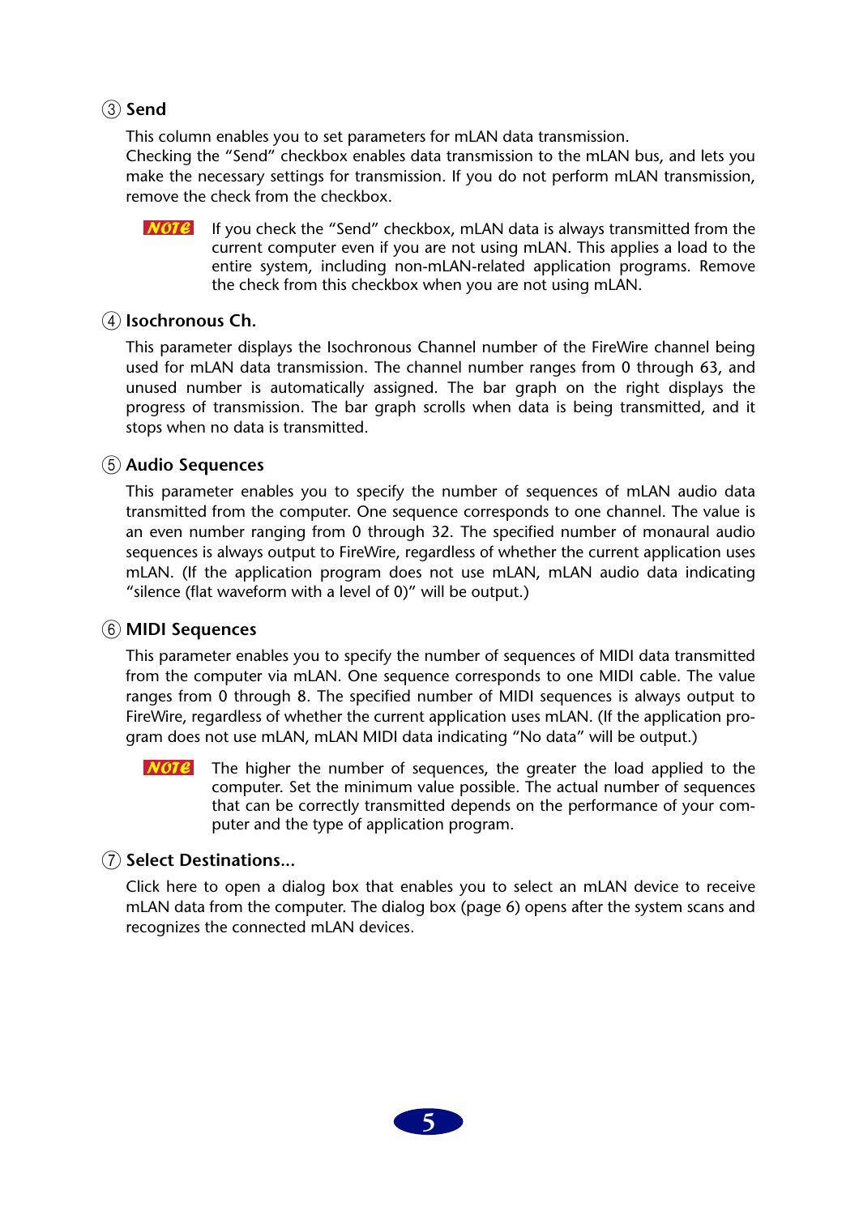### ③ Send

This column enables you to set parameters for mLAN data transmission.
Checking the “Send” checkbox enables data transmission to the mLAN bus, and lets you make the necessary settings for transmission. If you do not perform mLAN transmission, remove the check from the checkbox.

> **NOTE** If you check the “Send” checkbox, mLAN data is always transmitted from the current computer even if you are not using mLAN. This applies a load to the entire system, including non-mLAN-related application programs. Remove the check from this checkbox when you are not using mLAN.

### ④ Isochronous Ch.

This parameter displays the Isochronous Channel number of the FireWire channel being used for mLAN data transmission. The channel number ranges from 0 through 63, and unused number is automatically assigned. The bar graph on the right displays the progress of transmission. The bar graph scrolls when data is being transmitted, and it stops when no data is transmitted.

### ⑤ Audio Sequences

This parameter enables you to specify the number of sequences of mLAN audio data transmitted from the computer. One sequence corresponds to one channel. The value is an even number ranging from 0 through 32. The specified number of monaural audio sequences is always output to FireWire, regardless of whether the current application uses mLAN. (If the application program does not use mLAN, mLAN audio data indicating “silence (flat waveform with a level of 0)” will be output.)

### ⑥ MIDI Sequences

This parameter enables you to specify the number of sequences of MIDI data transmitted from the computer via mLAN. One sequence corresponds to one MIDI cable. The value ranges from 0 through 8. The specified number of MIDI sequences is always output to FireWire, regardless of whether the current application uses mLAN. (If the application program does not use mLAN, mLAN MIDI data indicating “No data” will be output.)

> **NOTE** The higher the number of sequences, the greater the load applied to the computer. Set the minimum value possible. The actual number of sequences that can be correctly transmitted depends on the performance of your computer and the type of application program.

### ⑦ Select Destinations...

Click here to open a dialog box that enables you to select an mLAN device to receive mLAN data from the computer. The dialog box (page 6) opens after the system scans and recognizes the connected mLAN devices.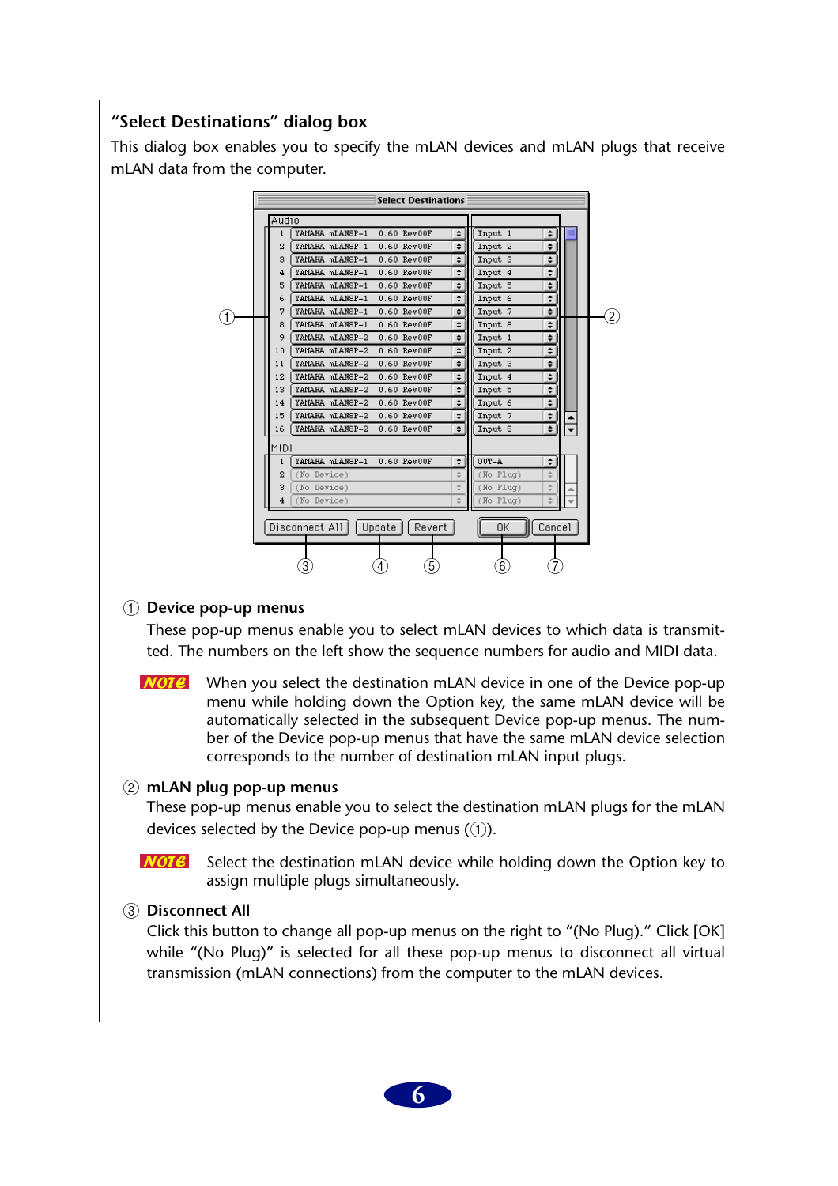## "Select Destinations" dialog box

This dialog box enables you to specify the mLAN devices and mLAN plugs that receive mLAN data from the computer.

① **Device pop-up menus**

These pop-up menus enable you to select mLAN devices to which data is transmitted. The numbers on the left show the sequence numbers for audio and MIDI data.

**NOTE** When you select the destination mLAN device in one of the Device pop-up menu while holding down the Option key, the same mLAN device will be automatically selected in the subsequent Device pop-up menus. The number of the Device pop-up menus that have the same mLAN device selection corresponds to the number of destination mLAN input plugs.

② **mLAN plug pop-up menus**

These pop-up menus enable you to select the destination mLAN plugs for the mLAN devices selected by the Device pop-up menus (①).

**NOTE** Select the destination mLAN device while holding down the Option key to assign multiple plugs simultaneously.

③ **Disconnect All**

Click this button to change all pop-up menus on the right to "(No Plug)." Click [OK] while "(No Plug)" is selected for all these pop-up menus to disconnect all virtual transmission (mLAN connections) from the computer to the mLAN devices.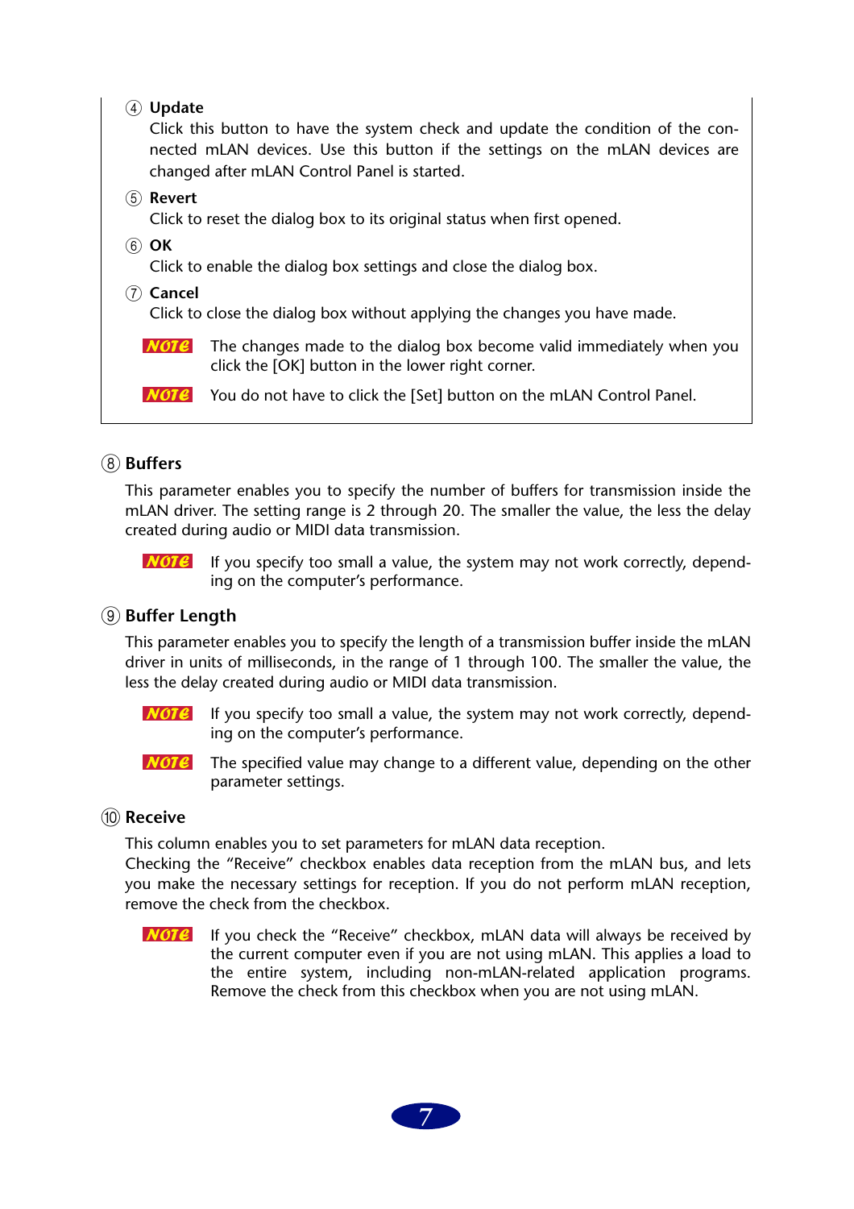④ **Update**
Click this button to have the system check and update the condition of the connected mLAN devices. Use this button if the settings on the mLAN devices are changed after mLAN Control Panel is started.

⑤ **Revert**
Click to reset the dialog box to its original status when first opened.

⑥ **OK**
Click to enable the dialog box settings and close the dialog box.

⑦ **Cancel**
Click to close the dialog box without applying the changes you have made.

**NOTE** The changes made to the dialog box become valid immediately when you click the [OK] button in the lower right corner.

**NOTE** You do not have to click the [Set] button on the mLAN Control Panel.

### ⑧ Buffers

This parameter enables you to specify the number of buffers for transmission inside the mLAN driver. The setting range is 2 through 20. The smaller the value, the less the delay created during audio or MIDI data transmission.

**NOTE** If you specify too small a value, the system may not work correctly, depending on the computer's performance.

### ⑨ Buffer Length

This parameter enables you to specify the length of a transmission buffer inside the mLAN driver in units of milliseconds, in the range of 1 through 100. The smaller the value, the less the delay created during audio or MIDI data transmission.

**NOTE** If you specify too small a value, the system may not work correctly, depending on the computer's performance.

**NOTE** The specified value may change to a different value, depending on the other parameter settings.

### ⑩ Receive

This column enables you to set parameters for mLAN data reception.
Checking the "Receive" checkbox enables data reception from the mLAN bus, and lets you make the necessary settings for reception. If you do not perform mLAN reception, remove the check from the checkbox.

**NOTE** If you check the "Receive" checkbox, mLAN data will always be received by the current computer even if you are not using mLAN. This applies a load to the entire system, including non-mLAN-related application programs. Remove the check from this checkbox when you are not using mLAN.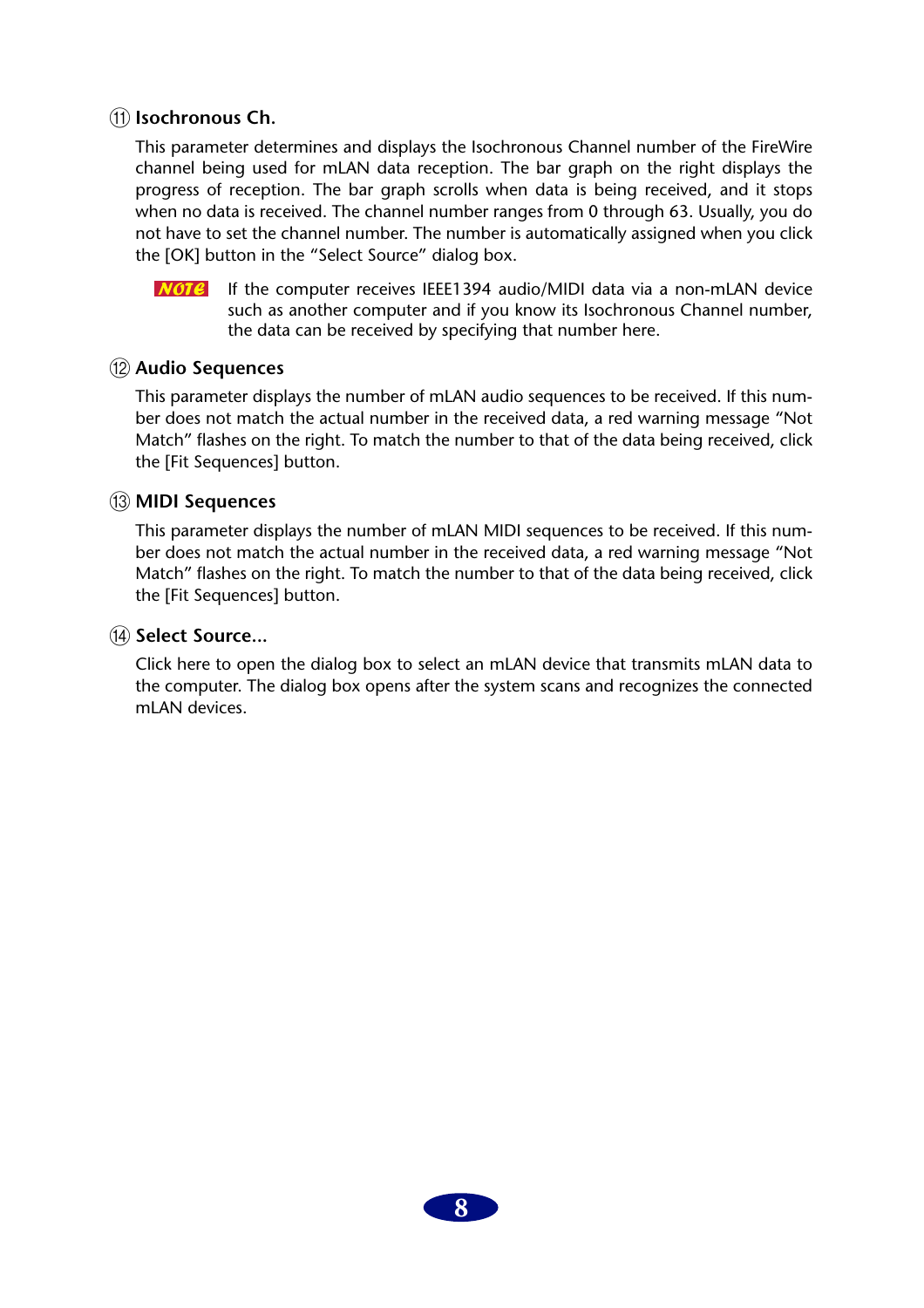### ⑪ Isochronous Ch.

This parameter determines and displays the Isochronous Channel number of the FireWire channel being used for mLAN data reception. The bar graph on the right displays the progress of reception. The bar graph scrolls when data is being received, and it stops when no data is received. The channel number ranges from 0 through 63. Usually, you do not have to set the channel number. The number is automatically assigned when you click the [OK] button in the “Select Source” dialog box.

**NOTE** If the computer receives IEEE1394 audio/MIDI data via a non-mLAN device such as another computer and if you know its Isochronous Channel number, the data can be received by specifying that number here.

### ⑫ Audio Sequences

This parameter displays the number of mLAN audio sequences to be received. If this number does not match the actual number in the received data, a red warning message “Not Match” flashes on the right. To match the number to that of the data being received, click the [Fit Sequences] button.

### ⑬ MIDI Sequences

This parameter displays the number of mLAN MIDI sequences to be received. If this number does not match the actual number in the received data, a red warning message “Not Match” flashes on the right. To match the number to that of the data being received, click the [Fit Sequences] button.

### ⑭ Select Source...

Click here to open the dialog box to select an mLAN device that transmits mLAN data to the computer. The dialog box opens after the system scans and recognizes the connected mLAN devices.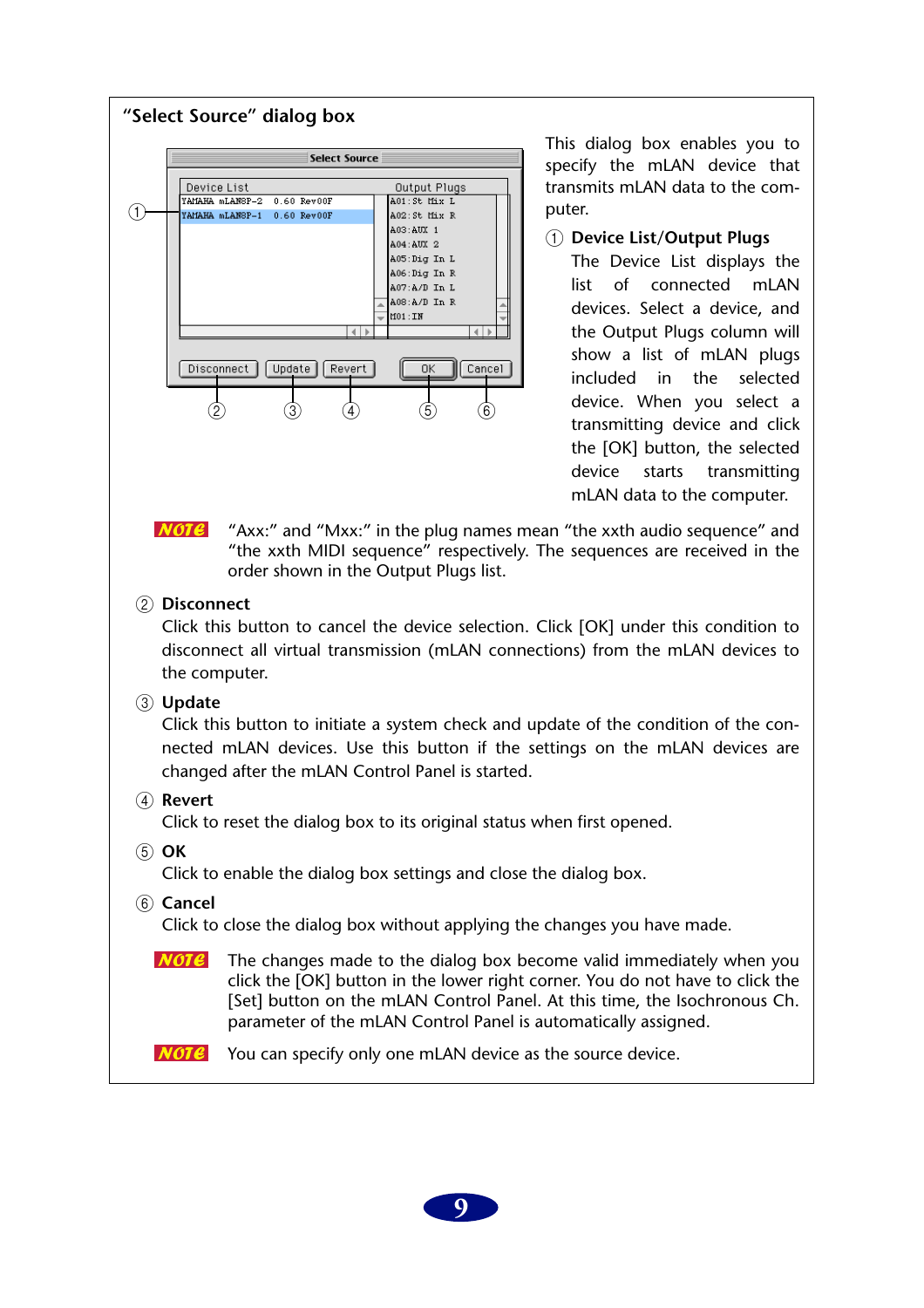## "Select Source" dialog box

This dialog box enables you to specify the mLAN device that transmits mLAN data to the computer.

① **Device List/Output Plugs**

The Device List displays the list of connected mLAN devices. Select a device, and the Output Plugs column will show a list of mLAN plugs included in the selected device. When you select a transmitting device and click the [OK] button, the selected device starts transmitting mLAN data to the computer.

**NOTE** "Axx:" and "Mxx:" in the plug names mean "the xxth audio sequence" and "the xxth MIDI sequence" respectively. The sequences are received in the order shown in the Output Plugs list.

② **Disconnect**

Click this button to cancel the device selection. Click [OK] under this condition to disconnect all virtual transmission (mLAN connections) from the mLAN devices to the computer.

③ **Update**

Click this button to initiate a system check and update of the condition of the connected mLAN devices. Use this button if the settings on the mLAN devices are changed after the mLAN Control Panel is started.

④ **Revert**

Click to reset the dialog box to its original status when first opened.

⑤ **OK**

Click to enable the dialog box settings and close the dialog box.

⑥ **Cancel**

Click to close the dialog box without applying the changes you have made.

**NOTE** The changes made to the dialog box become valid immediately when you click the [OK] button in the lower right corner. You do not have to click the [Set] button on the mLAN Control Panel. At this time, the Isochronous Ch. parameter of the mLAN Control Panel is automatically assigned.

**NOTE** You can specify only one mLAN device as the source device.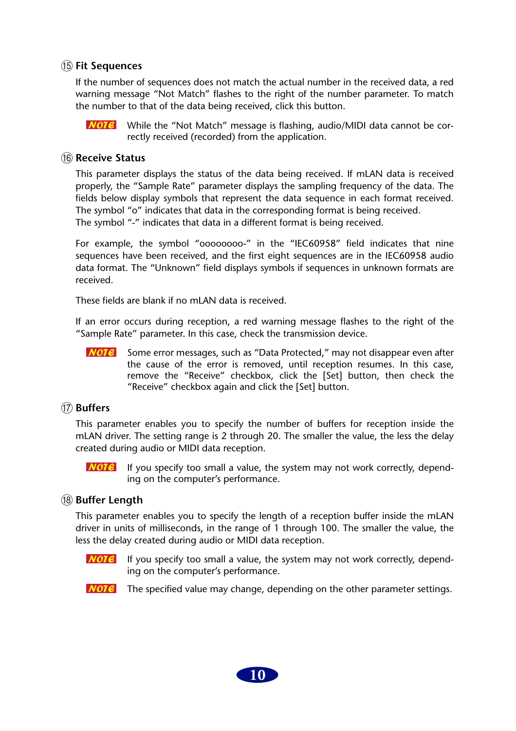### ⑮ Fit Sequences

If the number of sequences does not match the actual number in the received data, a red warning message "Not Match" flashes to the right of the number parameter. To match the number to that of the data being received, click this button.

> **NOTE** While the "Not Match" message is flashing, audio/MIDI data cannot be correctly received (recorded) from the application.

### ⑯ Receive Status

This parameter displays the status of the data being received. If mLAN data is received properly, the "Sample Rate" parameter displays the sampling frequency of the data. The fields below display symbols that represent the data sequence in each format received.
The symbol "o" indicates that data in the corresponding format is being received.
The symbol "-" indicates that data in a different format is being received.

For example, the symbol "oooooooo-" in the "IEC60958" field indicates that nine sequences have been received, and the first eight sequences are in the IEC60958 audio data format. The "Unknown" field displays symbols if sequences in unknown formats are received.

These fields are blank if no mLAN data is received.

If an error occurs during reception, a red warning message flashes to the right of the "Sample Rate" parameter. In this case, check the transmission device.

> **NOTE** Some error messages, such as "Data Protected," may not disappear even after the cause of the error is removed, until reception resumes. In this case, remove the "Receive" checkbox, click the [Set] button, then check the "Receive" checkbox again and click the [Set] button.

### ⑰ Buffers

This parameter enables you to specify the number of buffers for reception inside the mLAN driver. The setting range is 2 through 20. The smaller the value, the less the delay created during audio or MIDI data reception.

> **NOTE** If you specify too small a value, the system may not work correctly, depending on the computer's performance.

### ⑱ Buffer Length

This parameter enables you to specify the length of a reception buffer inside the mLAN driver in units of milliseconds, in the range of 1 through 100. The smaller the value, the less the delay created during audio or MIDI data reception.

> **NOTE** If you specify too small a value, the system may not work correctly, depending on the computer's performance.

> **NOTE** The specified value may change, depending on the other parameter settings.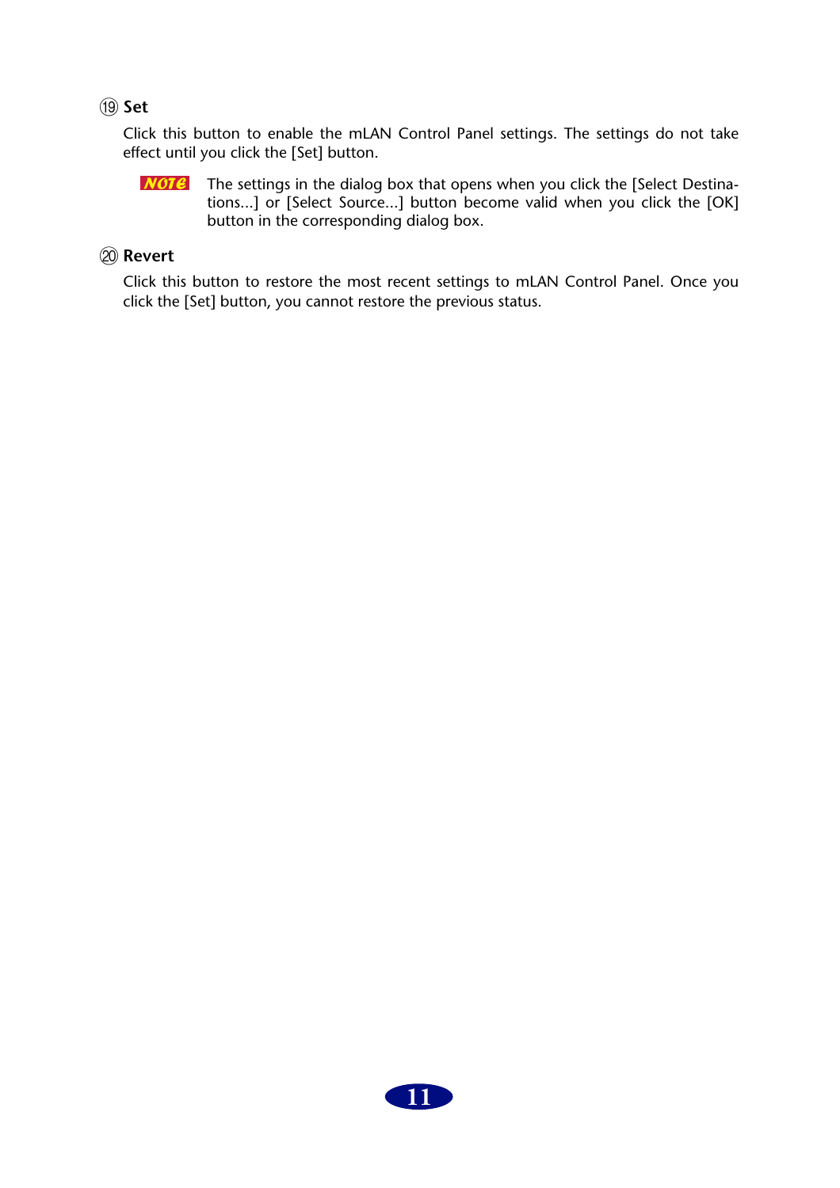### ⑲ Set

Click this button to enable the mLAN Control Panel settings. The settings do not take effect until you click the [Set] button.

> **NOTE** The settings in the dialog box that opens when you click the [Select Destinations...] or [Select Source...] button become valid when you click the [OK] button in the corresponding dialog box.

### ⑳ Revert

Click this button to restore the most recent settings to mLAN Control Panel. Once you click the [Set] button, you cannot restore the previous status.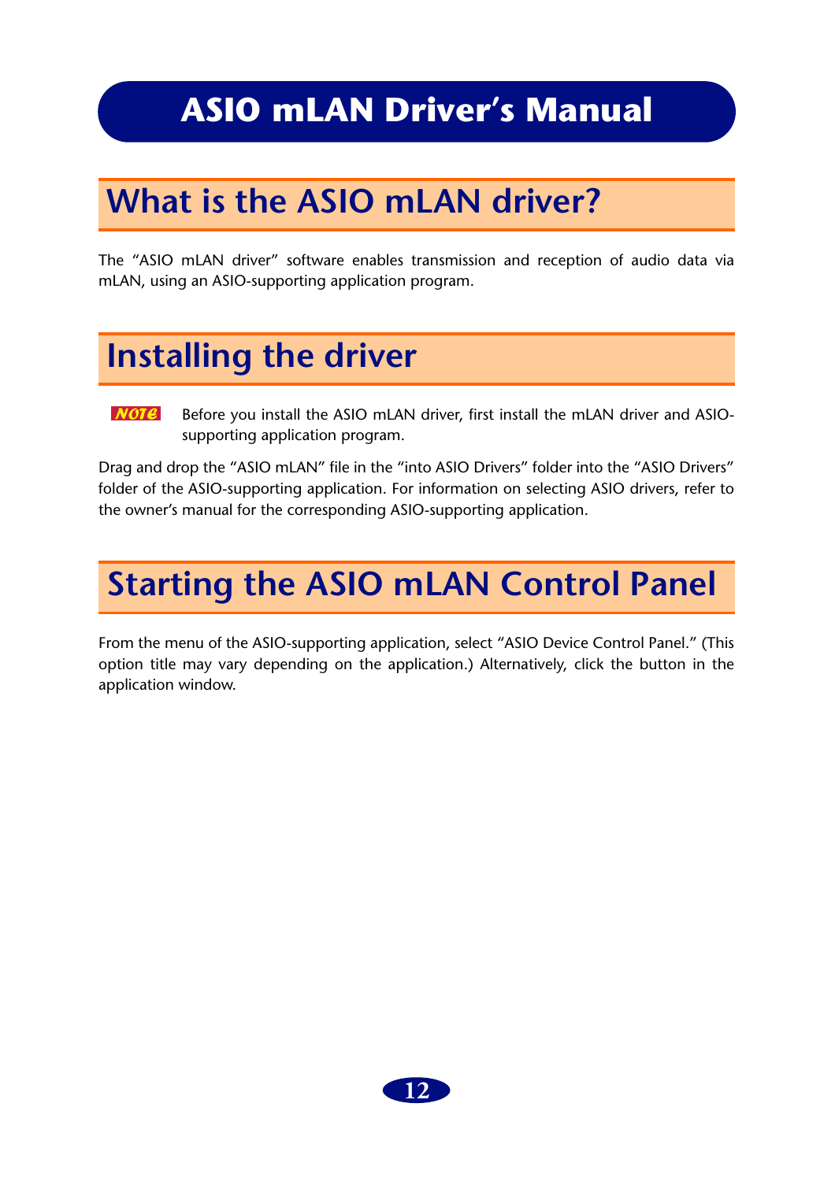# ASIO mLAN Driver's Manual

## What is the ASIO mLAN driver?

The "ASIO mLAN driver" software enables transmission and reception of audio data via mLAN, using an ASIO-supporting application program.

## Installing the driver

**NOTE** Before you install the ASIO mLAN driver, first install the mLAN driver and ASIO-supporting application program.

Drag and drop the "ASIO mLAN" file in the "into ASIO Drivers" folder into the "ASIO Drivers" folder of the ASIO-supporting application. For information on selecting ASIO drivers, refer to the owner's manual for the corresponding ASIO-supporting application.

## Starting the ASIO mLAN Control Panel

From the menu of the ASIO-supporting application, select "ASIO Device Control Panel." (This option title may vary depending on the application.) Alternatively, click the button in the application window.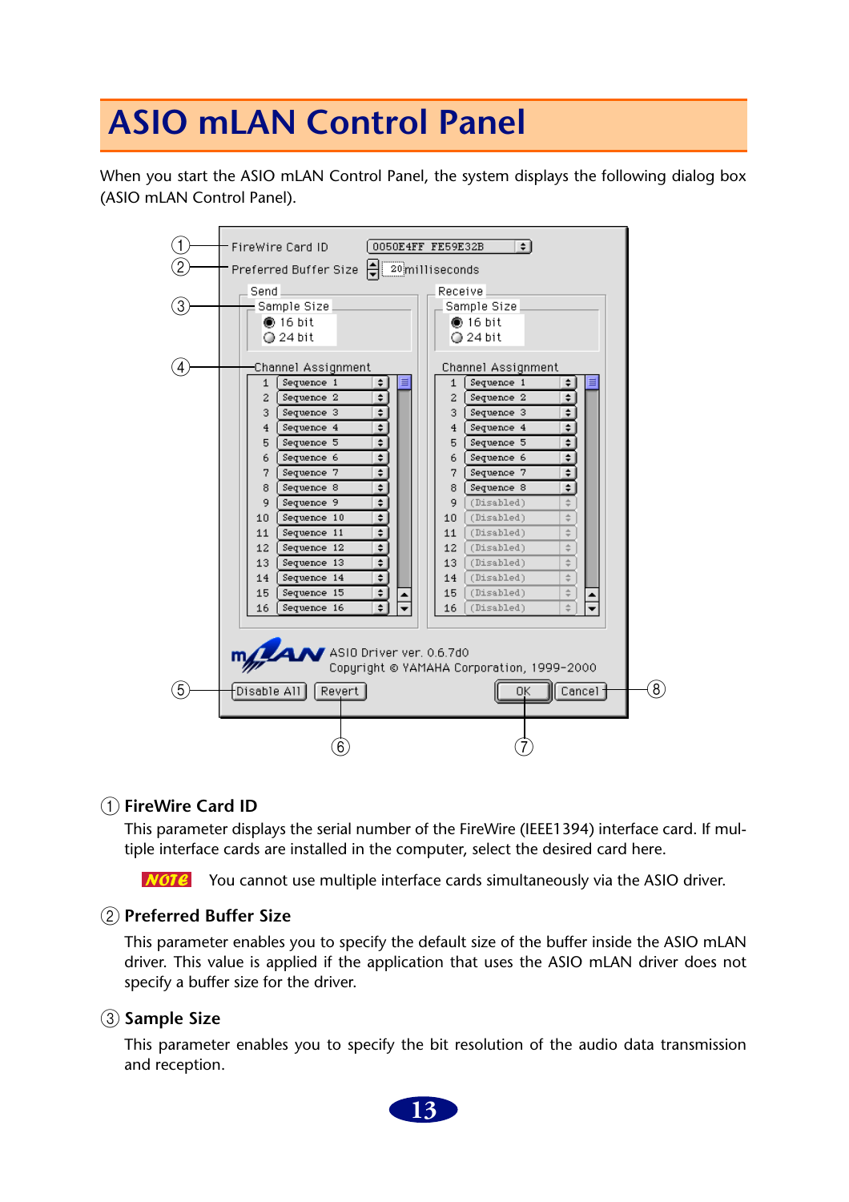# ASIO mLAN Control Panel

When you start the ASIO mLAN Control Panel, the system displays the following dialog box (ASIO mLAN Control Panel).

## ① FireWire Card ID

This parameter displays the serial number of the FireWire (IEEE1394) interface card. If multiple interface cards are installed in the computer, select the desired card here.

**NOTE** You cannot use multiple interface cards simultaneously via the ASIO driver.

## ② Preferred Buffer Size

This parameter enables you to specify the default size of the buffer inside the ASIO mLAN driver. This value is applied if the application that uses the ASIO mLAN driver does not specify a buffer size for the driver.

## ③ Sample Size

This parameter enables you to specify the bit resolution of the audio data transmission and reception.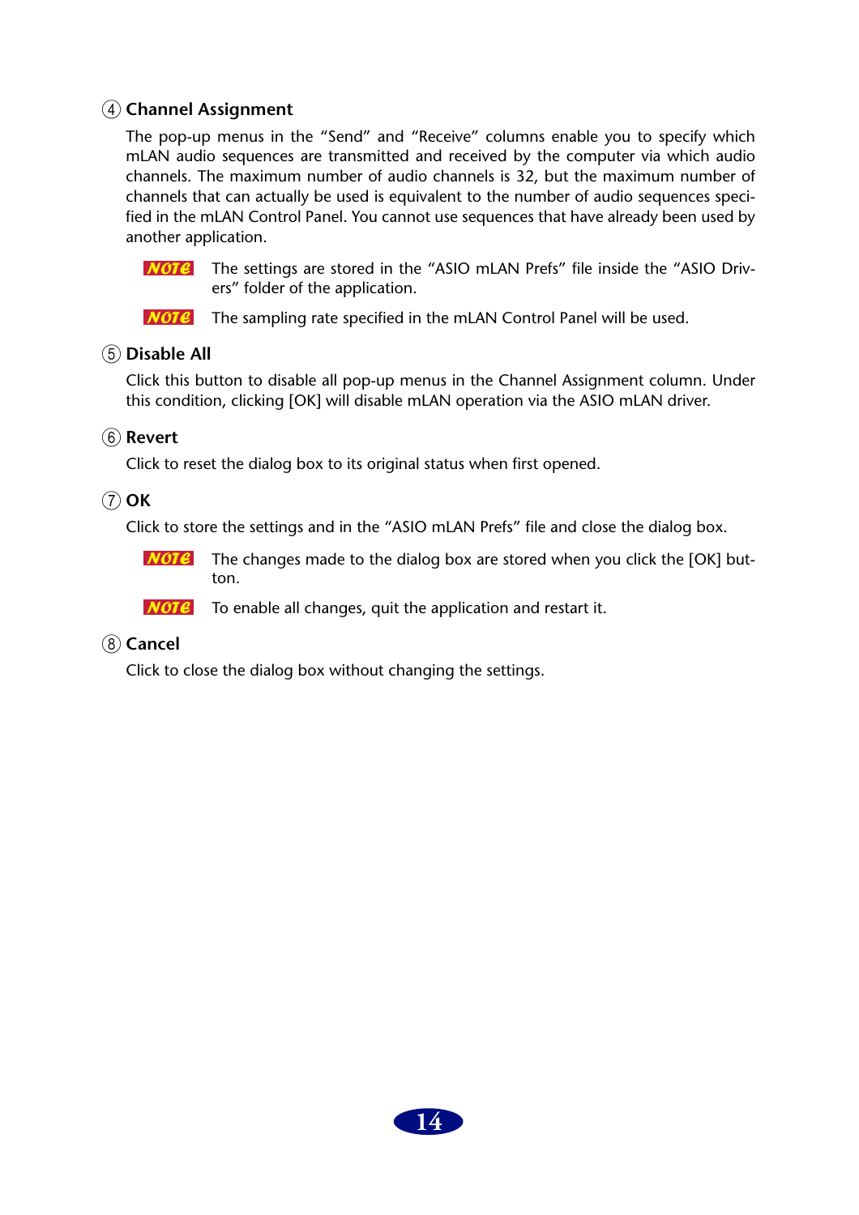### ④ Channel Assignment

The pop-up menus in the “Send” and “Receive” columns enable you to specify which mLAN audio sequences are transmitted and received by the computer via which audio channels. The maximum number of audio channels is 32, but the maximum number of channels that can actually be used is equivalent to the number of audio sequences specified in the mLAN Control Panel. You cannot use sequences that have already been used by another application.

**NOTE** The settings are stored in the “ASIO mLAN Prefs” file inside the “ASIO Drivers” folder of the application.

**NOTE** The sampling rate specified in the mLAN Control Panel will be used.

### ⑤ Disable All

Click this button to disable all pop-up menus in the Channel Assignment column. Under this condition, clicking [OK] will disable mLAN operation via the ASIO mLAN driver.

### ⑥ Revert

Click to reset the dialog box to its original status when first opened.

### ⑦ OK

Click to store the settings and in the “ASIO mLAN Prefs” file and close the dialog box.

**NOTE** The changes made to the dialog box are stored when you click the [OK] button.

**NOTE** To enable all changes, quit the application and restart it.

### ⑧ Cancel

Click to close the dialog box without changing the settings.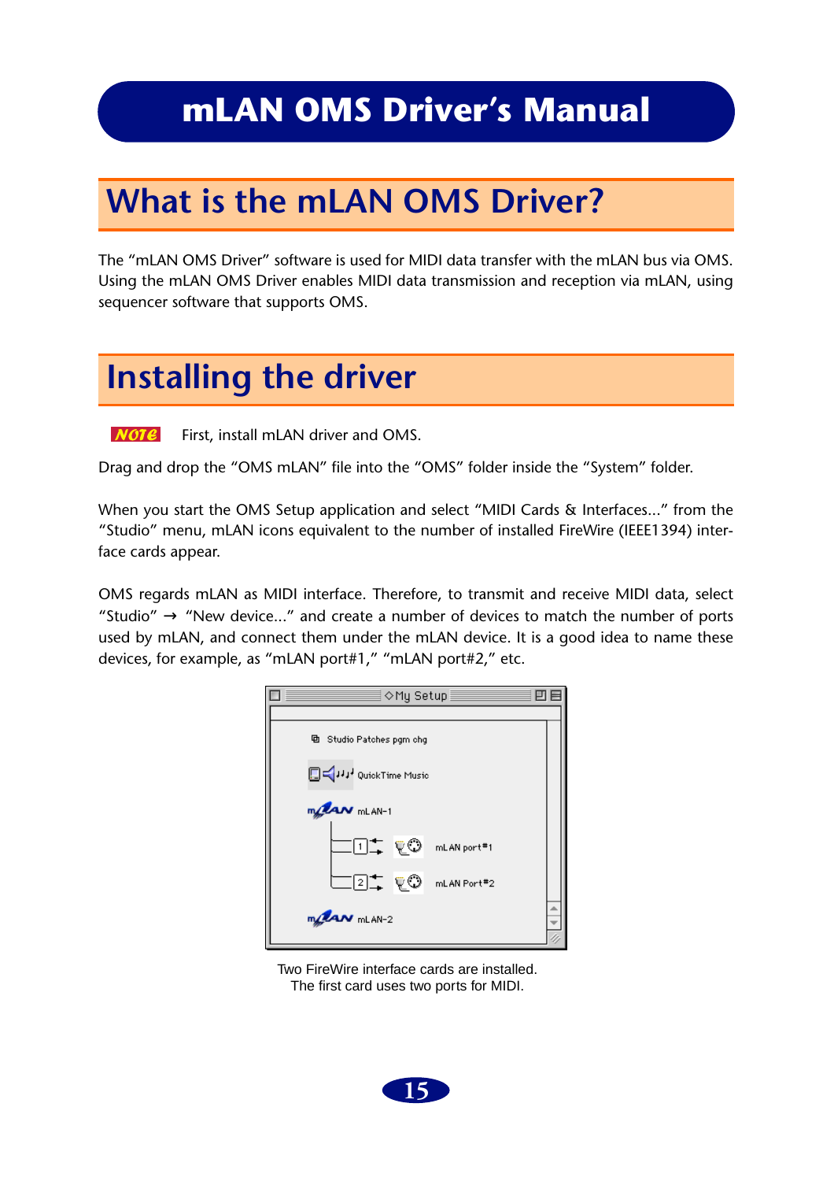# mLAN OMS Driver's Manual

## What is the mLAN OMS Driver?

The “mLAN OMS Driver” software is used for MIDI data transfer with the mLAN bus via OMS. Using the mLAN OMS Driver enables MIDI data transmission and reception via mLAN, using sequencer software that supports OMS.

## Installing the driver

**NOTE** First, install mLAN driver and OMS.

Drag and drop the “OMS mLAN” file into the “OMS” folder inside the “System” folder.

When you start the OMS Setup application and select “MIDI Cards & Interfaces...” from the “Studio” menu, mLAN icons equivalent to the number of installed FireWire (IEEE1394) interface cards appear.

OMS regards mLAN as MIDI interface. Therefore, to transmit and receive MIDI data, select “Studio” → “New device...” and create a number of devices to match the number of ports used by mLAN, and connect them under the mLAN device. It is a good idea to name these devices, for example, as “mLAN port#1,” “mLAN port#2,” etc.

Two FireWire interface cards are installed.
The first card uses two ports for MIDI.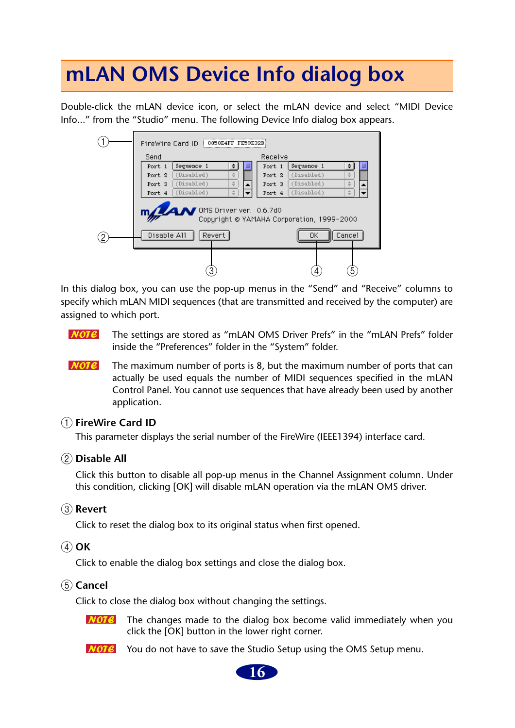# mLAN OMS Device Info dialog box

Double-click the mLAN device icon, or select the mLAN device and select “MIDI Device Info...” from the “Studio” menu. The following Device Info dialog box appears.

In this dialog box, you can use the pop-up menus in the “Send” and “Receive” columns to specify which mLAN MIDI sequences (that are transmitted and received by the computer) are assigned to which port.

**NOTE** The settings are stored as “mLAN OMS Driver Prefs” in the “mLAN Prefs” folder inside the “Preferences” folder in the “System” folder.

**NOTE** The maximum number of ports is 8, but the maximum number of ports that can actually be used equals the number of MIDI sequences specified in the mLAN Control Panel. You cannot use sequences that have already been used by another application.

### ① FireWire Card ID

This parameter displays the serial number of the FireWire (IEEE1394) interface card.

### ② Disable All

Click this button to disable all pop-up menus in the Channel Assignment column. Under this condition, clicking [OK] will disable mLAN operation via the mLAN OMS driver.

### ③ Revert

Click to reset the dialog box to its original status when first opened.

### ④ OK

Click to enable the dialog box settings and close the dialog box.

### ⑤ Cancel

Click to close the dialog box without changing the settings.

**NOTE** The changes made to the dialog box become valid immediately when you click the [OK] button in the lower right corner.

**NOTE** You do not have to save the Studio Setup using the OMS Setup menu.